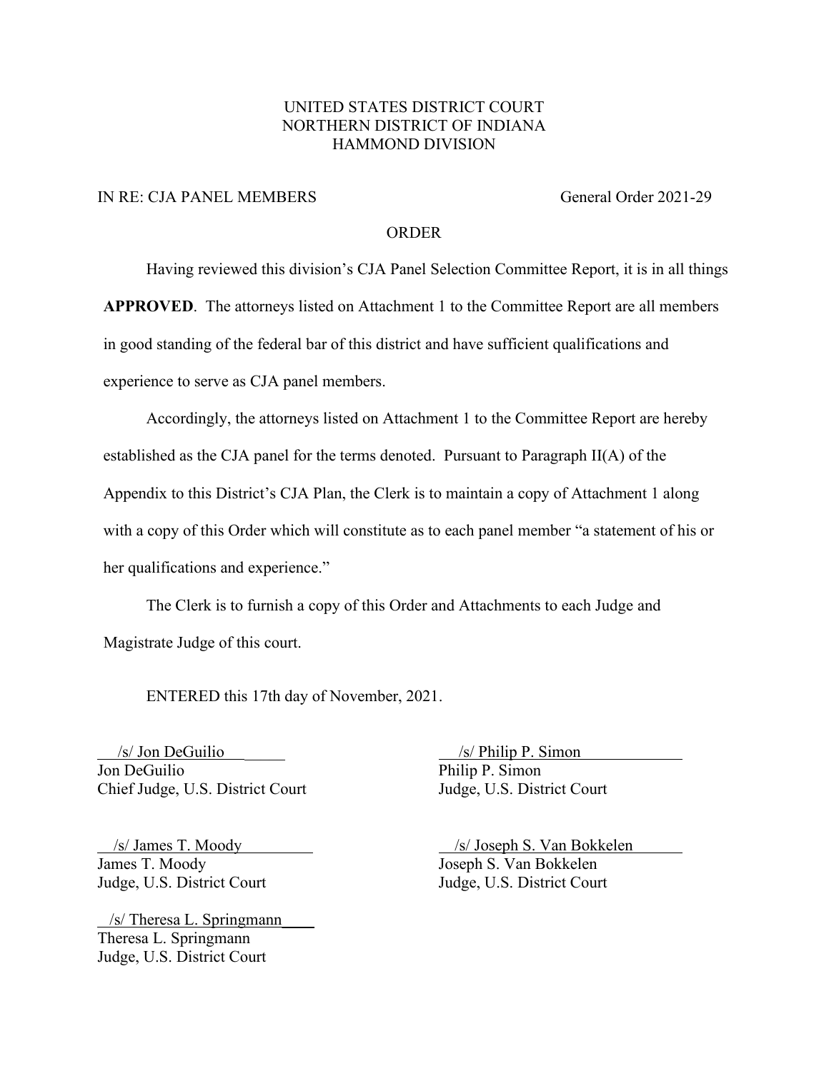UNITED STATES DISTRICT COURT
NORTHERN DISTRICT OF INDIANA
HAMMOND DIVISION

IN RE: CJA PANEL MEMBERS General Order 2021-29

ORDER

Having reviewed this division's CJA Panel Selection Committee Report, it is in all things **APPROVED**. The attorneys listed on Attachment 1 to the Committee Report are all members in good standing of the federal bar of this district and have sufficient qualifications and experience to serve as CJA panel members.

Accordingly, the attorneys listed on Attachment 1 to the Committee Report are hereby established as the CJA panel for the terms denoted. Pursuant to Paragraph II(A) of the Appendix to this District's CJA Plan, the Clerk is to maintain a copy of Attachment 1 along with a copy of this Order which will constitute as to each panel member "a statement of his or her qualifications and experience."

The Clerk is to furnish a copy of this Order and Attachments to each Judge and Magistrate Judge of this court.

ENTERED this 17th day of November, 2021.

/s/ Jon DeGuilio
Jon DeGuilio
Chief Judge, U.S. District Court

/s/ Philip P. Simon
Philip P. Simon
Judge, U.S. District Court

/s/ James T. Moody
James T. Moody
Judge, U.S. District Court

/s/ Joseph S. Van Bokkelen
Joseph S. Van Bokkelen
Judge, U.S. District Court

/s/ Theresa L. Springmann
Theresa L. Springmann
Judge, U.S. District Court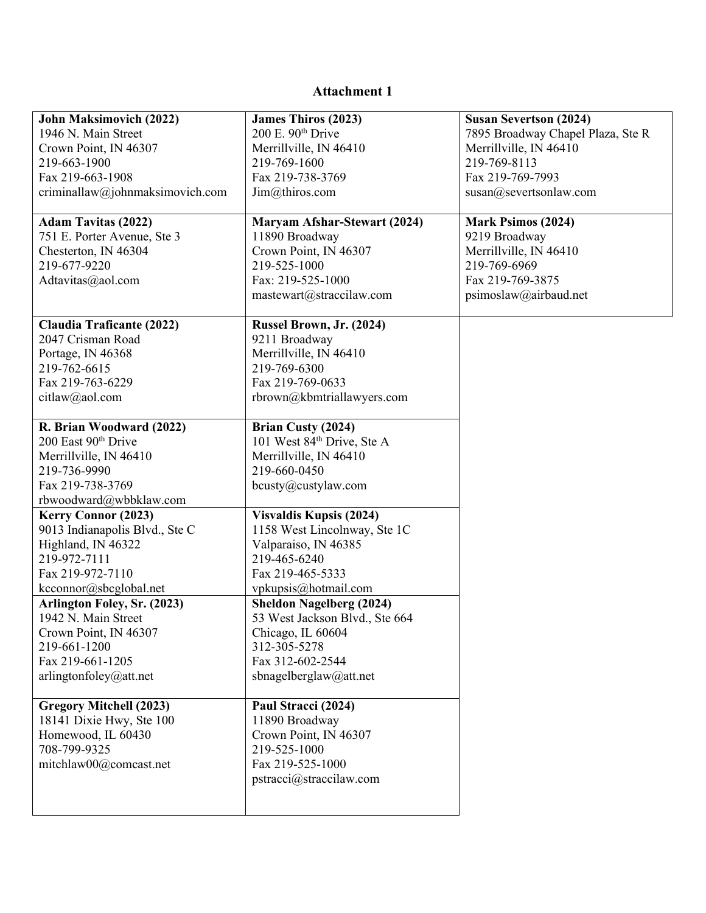## Attachment 1

| | | |
|---|---|---|
| **John Maksimovich (2022)**<br>1946 N. Main Street<br>Crown Point, IN 46307<br>219-663-1900<br>Fax 219-663-1908<br>criminallaw@johnmaksimovich.com | **James Thiros (2023)**<br>200 E. 90th Drive<br>Merrillville, IN 46410<br>219-769-1600<br>Fax 219-738-3769<br>Jim@thiros.com | **Susan Severtson (2024)**<br>7895 Broadway Chapel Plaza, Ste R<br>Merrillville, IN 46410<br>219-769-8113<br>Fax 219-769-7993<br>susan@severtsonlaw.com |
| **Adam Tavitas (2022)**<br>751 E. Porter Avenue, Ste 3<br>Chesterton, IN 46304<br>219-677-9220<br>Adtavitas@aol.com | **Maryam Afshar-Stewart (2024)**<br>11890 Broadway<br>Crown Point, IN 46307<br>219-525-1000<br>Fax: 219-525-1000<br>mastewart@straccilaw.com | **Mark Psimos (2024)**<br>9219 Broadway<br>Merrillville, IN 46410<br>219-769-6969<br>Fax 219-769-3875<br>psimoslaw@airbaud.net |
| **Claudia Traficante (2022)**<br>2047 Crisman Road<br>Portage, IN 46368<br>219-762-6615<br>Fax 219-763-6229<br>citlaw@aol.com | **Russel Brown, Jr. (2024)**<br>9211 Broadway<br>Merrillville, IN 46410<br>219-769-6300<br>Fax 219-769-0633<br>rbrown@kbmtriallawyers.com | |
| **R. Brian Woodward (2022)**<br>200 East 90th Drive<br>Merrillville, IN 46410<br>219-736-9990<br>Fax 219-738-3769<br>rbwoodward@wbbklaw.com | **Brian Custy (2024)**<br>101 West 84th Drive, Ste A<br>Merrillville, IN 46410<br>219-660-0450<br>bcusty@custylaw.com | |
| **Kerry Connor (2023)**<br>9013 Indianapolis Blvd., Ste C<br>Highland, IN 46322<br>219-972-7111<br>Fax 219-972-7110<br>kcconnor@sbcglobal.net | **Visvaldis Kupsis (2024)**<br>1158 West Lincolnway, Ste 1C<br>Valparaiso, IN 46385<br>219-465-6240<br>Fax 219-465-5333<br>vpkupsis@hotmail.com | |
| **Arlington Foley, Sr. (2023)**<br>1942 N. Main Street<br>Crown Point, IN 46307<br>219-661-1200<br>Fax 219-661-1205<br>arlingtonfoley@att.net | **Sheldon Nagelberg (2024)**<br>53 West Jackson Blvd., Ste 664<br>Chicago, IL 60604<br>312-305-5278<br>Fax 312-602-2544<br>sbnagelberglaw@att.net | |
| **Gregory Mitchell (2023)**<br>18141 Dixie Hwy, Ste 100<br>Homewood, IL 60430<br>708-799-9325<br>mitchlaw00@comcast.net | **Paul Stracci (2024)**<br>11890 Broadway<br>Crown Point, IN 46307<br>219-525-1000<br>Fax 219-525-1000<br>pstracci@straccilaw.com | |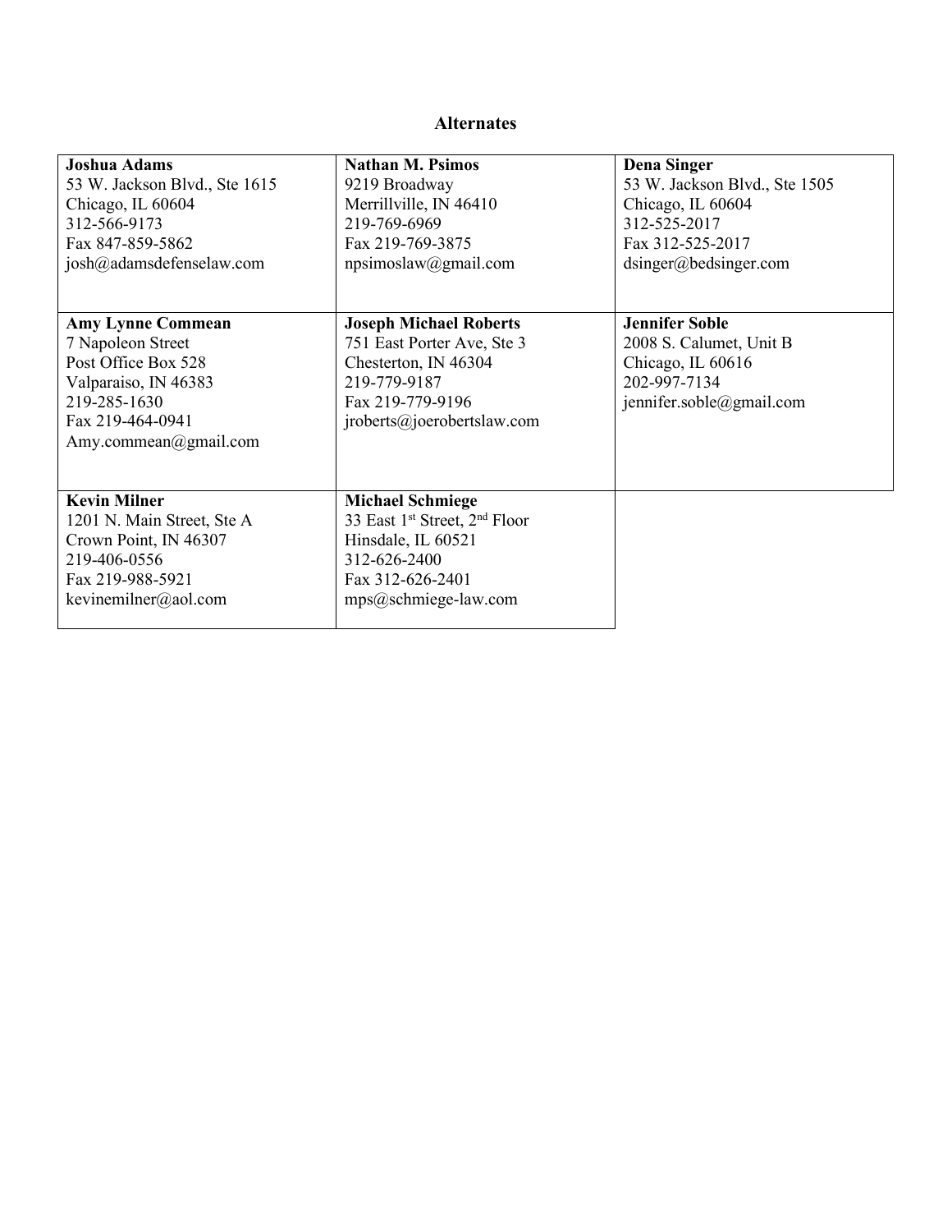## Alternates

| | | |
|---|---|---|
| **Joshua Adams**<br>53 W. Jackson Blvd., Ste 1615<br>Chicago, IL 60604<br>312-566-9173<br>Fax 847-859-5862<br>josh@adamsdefenselaw.com | **Nathan M. Psimos**<br>9219 Broadway<br>Merrillville, IN 46410<br>219-769-6969<br>Fax 219-769-3875<br>npsimoslaw@gmail.com | **Dena Singer**<br>53 W. Jackson Blvd., Ste 1505<br>Chicago, IL 60604<br>312-525-2017<br>Fax 312-525-2017<br>dsinger@bedsinger.com |
| **Amy Lynne Commean**<br>7 Napoleon Street<br>Post Office Box 528<br>Valparaiso, IN 46383<br>219-285-1630<br>Fax 219-464-0941<br>Amy.commean@gmail.com | **Joseph Michael Roberts**<br>751 East Porter Ave, Ste 3<br>Chesterton, IN 46304<br>219-779-9187<br>Fax 219-779-9196<br>jroberts@joerobertslaw.com | **Jennifer Soble**<br>2008 S. Calumet, Unit B<br>Chicago, IL 60616<br>202-997-7134<br>jennifer.soble@gmail.com |
| **Kevin Milner**<br>1201 N. Main Street, Ste A<br>Crown Point, IN 46307<br>219-406-0556<br>Fax 219-988-5921<br>kevinemilner@aol.com | **Michael Schmiege**<br>33 East 1st Street, 2nd Floor<br>Hinsdale, IL 60521<br>312-626-2400<br>Fax 312-626-2401<br>mps@schmiege-law.com | |